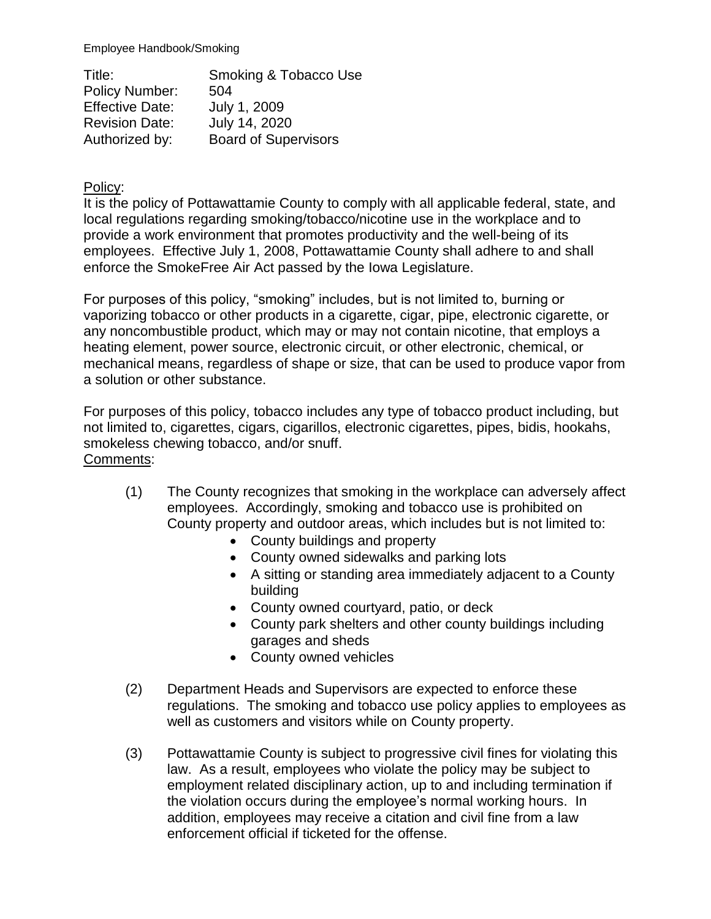Employee Handbook/Smoking

| | |
|---|---|
| Title: | Smoking & Tobacco Use |
| Policy Number: | 504 |
| Effective Date: | July 1, 2009 |
| Revision Date: | July 14, 2020 |
| Authorized by: | Board of Supervisors |

Policy:

It is the policy of Pottawattamie County to comply with all applicable federal, state, and local regulations regarding smoking/tobacco/nicotine use in the workplace and to provide a work environment that promotes productivity and the well-being of its employees. Effective July 1, 2008, Pottawattamie County shall adhere to and shall enforce the SmokeFree Air Act passed by the Iowa Legislature.

For purposes of this policy, "smoking" includes, but is not limited to, burning or vaporizing tobacco or other products in a cigarette, cigar, pipe, electronic cigarette, or any noncombustible product, which may or may not contain nicotine, that employs a heating element, power source, electronic circuit, or other electronic, chemical, or mechanical means, regardless of shape or size, that can be used to produce vapor from a solution or other substance.

For purposes of this policy, tobacco includes any type of tobacco product including, but not limited to, cigarettes, cigars, cigarillos, electronic cigarettes, pipes, bidis, hookahs, smokeless chewing tobacco, and/or snuff.

Comments:

(1) The County recognizes that smoking in the workplace can adversely affect employees. Accordingly, smoking and tobacco use is prohibited on County property and outdoor areas, which includes but is not limited to:
   - County buildings and property
   - County owned sidewalks and parking lots
   - A sitting or standing area immediately adjacent to a County building
   - County owned courtyard, patio, or deck
   - County park shelters and other county buildings including garages and sheds
   - County owned vehicles

(2) Department Heads and Supervisors are expected to enforce these regulations. The smoking and tobacco use policy applies to employees as well as customers and visitors while on County property.

(3) Pottawattamie County is subject to progressive civil fines for violating this law. As a result, employees who violate the policy may be subject to employment related disciplinary action, up to and including termination if the violation occurs during the employee's normal working hours. In addition, employees may receive a citation and civil fine from a law enforcement official if ticketed for the offense.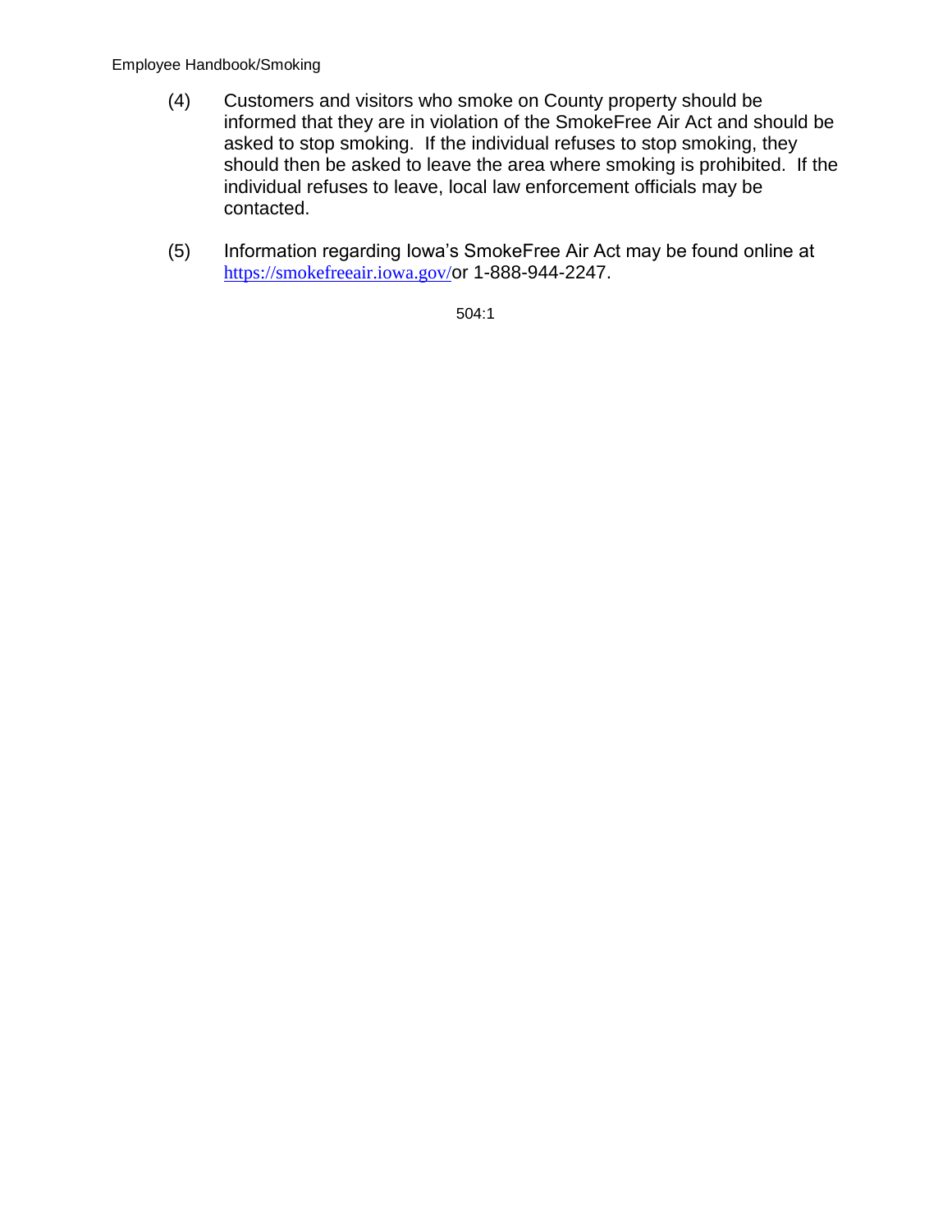(4) Customers and visitors who smoke on County property should be informed that they are in violation of the SmokeFree Air Act and should be asked to stop smoking. If the individual refuses to stop smoking, they should then be asked to leave the area where smoking is prohibited. If the individual refuses to leave, local law enforcement officials may be contacted.

(5) Information regarding Iowa's SmokeFree Air Act may be found online at https://smokefreeair.iowa.gov/or 1-888-944-2247.

504:1